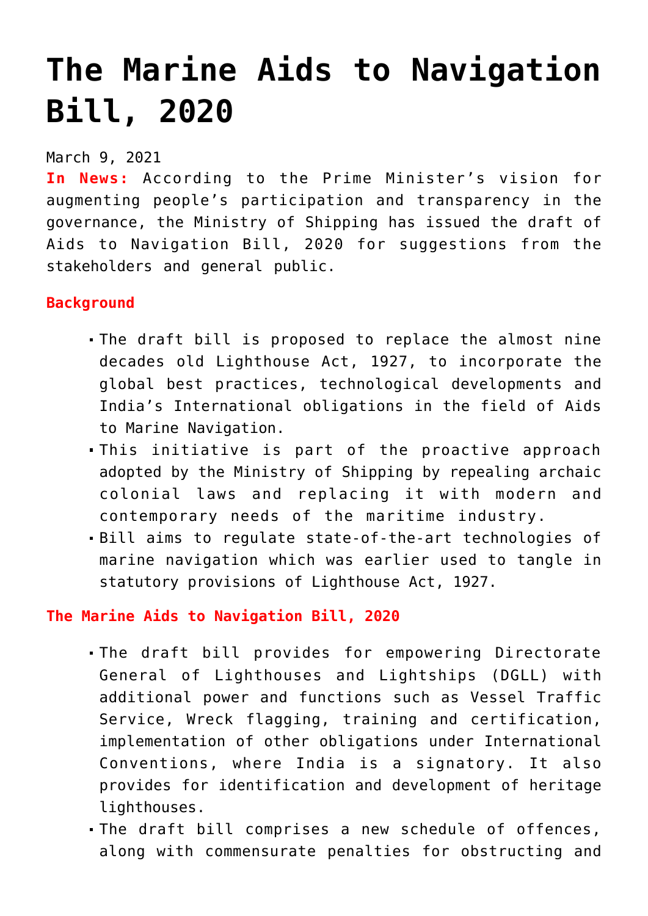# The Marine Aids to Navigation Bill, 2020

March 9, 2021

**In News:** According to the Prime Minister's vision for augmenting people's participation and transparency in the governance, the Ministry of Shipping has issued the draft of Aids to Navigation Bill, 2020 for suggestions from the stakeholders and general public.

**Background**

- The draft bill is proposed to replace the almost nine decades old Lighthouse Act, 1927, to incorporate the global best practices, technological developments and India's International obligations in the field of Aids to Marine Navigation.
- This initiative is part of the proactive approach adopted by the Ministry of Shipping by repealing archaic colonial laws and replacing it with modern and contemporary needs of the maritime industry.
- Bill aims to regulate state-of-the-art technologies of marine navigation which was earlier used to tangle in statutory provisions of Lighthouse Act, 1927.

**The Marine Aids to Navigation Bill, 2020**

- The draft bill provides for empowering Directorate General of Lighthouses and Lightships (DGLL) with additional power and functions such as Vessel Traffic Service, Wreck flagging, training and certification, implementation of other obligations under International Conventions, where India is a signatory. It also provides for identification and development of heritage lighthouses.
- The draft bill comprises a new schedule of offences, along with commensurate penalties for obstructing and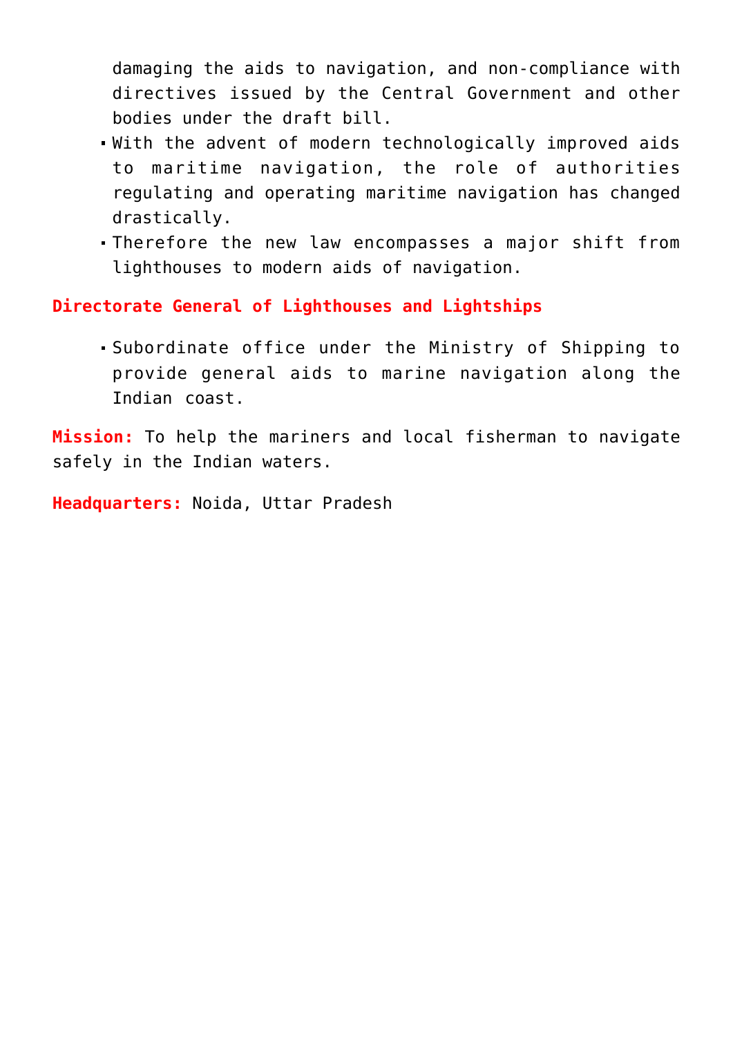damaging the aids to navigation, and non-compliance with directives issued by the Central Government and other bodies under the draft bill.

- With the advent of modern technologically improved aids to maritime navigation, the role of authorities regulating and operating maritime navigation has changed drastically.
- Therefore the new law encompasses a major shift from lighthouses to modern aids of navigation.

**Directorate General of Lighthouses and Lightships**

- Subordinate office under the Ministry of Shipping to provide general aids to marine navigation along the Indian coast.

**Mission:** To help the mariners and local fisherman to navigate safely in the Indian waters.

**Headquarters:** Noida, Uttar Pradesh